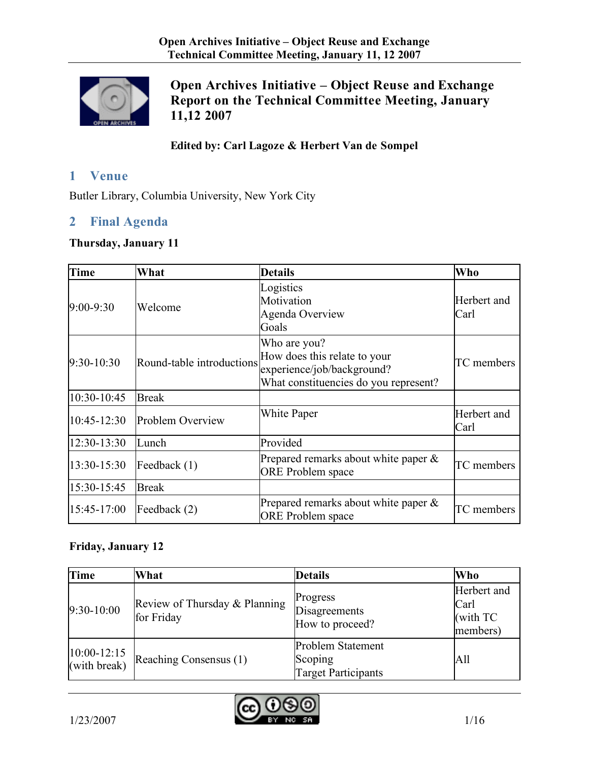# Open Archives Initiative – Object Reuse and Exchange Report on the Technical Committee Meeting, January 11,12 2007

**Edited by: Carl Lagoze & Herbert Van de Sompel**

## 1 Venue

Butler Library, Columbia University, New York City

## 2 Final Agenda

**Thursday, January 11**

| Time | What | Details | Who |
|---|---|---|---|
| 9:00-9:30 | Welcome | Logistics<br>Motivation<br>Agenda Overview<br>Goals | Herbert and Carl |
| 9:30-10:30 | Round-table introductions | Who are you?<br>How does this relate to your experience/job/background?<br>What constituencies do you represent? | TC members |
| 10:30-10:45 | Break | | |
| 10:45-12:30 | Problem Overview | White Paper | Herbert and Carl |
| 12:30-13:30 | Lunch | Provided | |
| 13:30-15:30 | Feedback (1) | Prepared remarks about white paper & ORE Problem space | TC members |
| 15:30-15:45 | Break | | |
| 15:45-17:00 | Feedback (2) | Prepared remarks about white paper & ORE Problem space | TC members |

**Friday, January 12**

| Time | What | Details | Who |
|---|---|---|---|
| 9:30-10:00 | Review of Thursday & Planning for Friday | Progress<br>Disagreements<br>How to proceed? | Herbert and Carl (with TC members) |
| 10:00-12:15 (with break) | Reaching Consensus (1) | Problem Statement<br>Scoping<br>Target Participants | All |

1/23/2007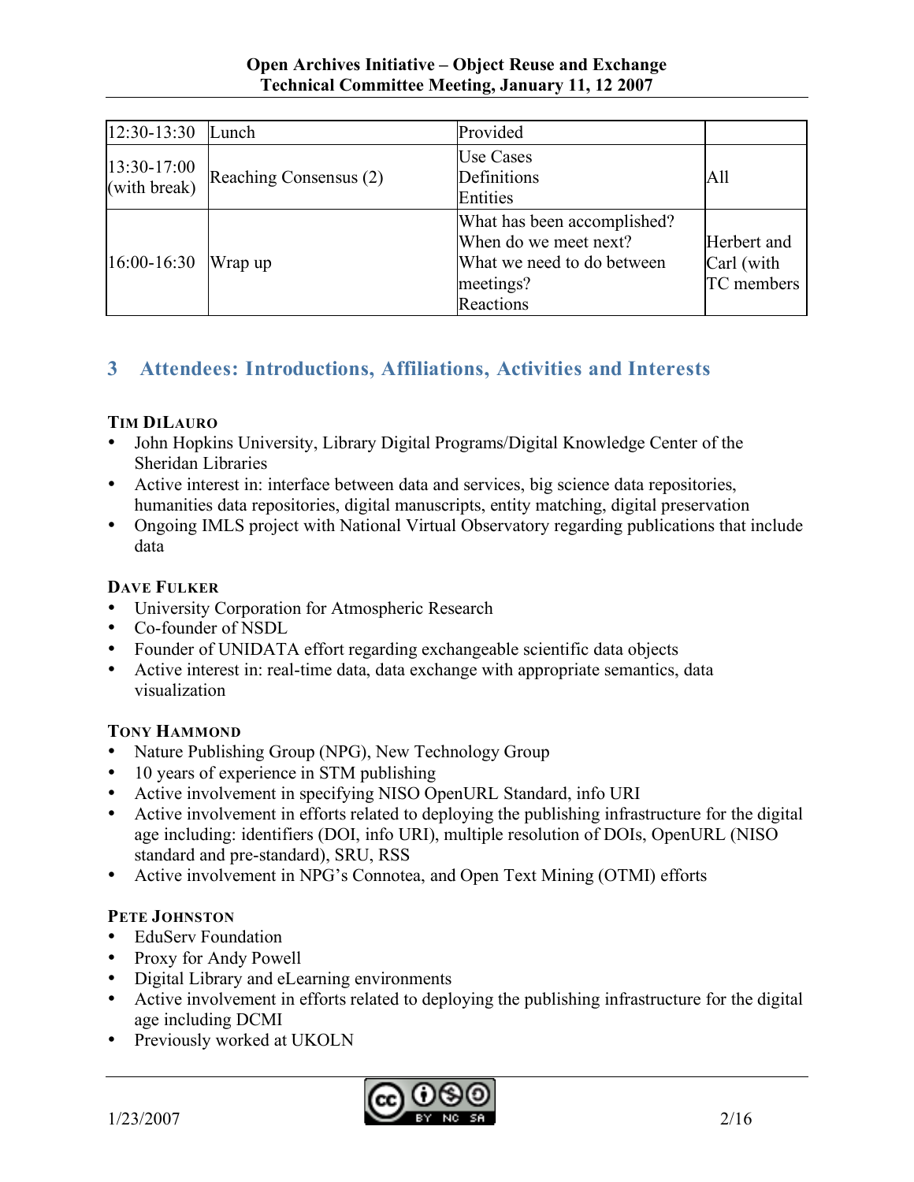| 12:30-13:30 | Lunch | Provided | |
|---|---|---|---|
| 13:30-17:00 (with break) | Reaching Consensus (2) | Use Cases<br>Definitions<br>Entities | All |
| 16:00-16:30 | Wrap up | What has been accomplished?<br>When do we meet next?<br>What we need to do between meetings?<br>Reactions | Herbert and Carl (with TC members |

## 3 Attendees: Introductions, Affiliations, Activities and Interests

**TIM DILAURO**

- John Hopkins University, Library Digital Programs/Digital Knowledge Center of the Sheridan Libraries
- Active interest in: interface between data and services, big science data repositories, humanities data repositories, digital manuscripts, entity matching, digital preservation
- Ongoing IMLS project with National Virtual Observatory regarding publications that include data

**DAVE FULKER**

- University Corporation for Atmospheric Research
- Co-founder of NSDL
- Founder of UNIDATA effort regarding exchangeable scientific data objects
- Active interest in: real-time data, data exchange with appropriate semantics, data visualization

**TONY HAMMOND**

- Nature Publishing Group (NPG), New Technology Group
- 10 years of experience in STM publishing
- Active involvement in specifying NISO OpenURL Standard, info URI
- Active involvement in efforts related to deploying the publishing infrastructure for the digital age including: identifiers (DOI, info URI), multiple resolution of DOIs, OpenURL (NISO standard and pre-standard), SRU, RSS
- Active involvement in NPG's Connotea, and Open Text Mining (OTMI) efforts

**PETE JOHNSTON**

- EduServ Foundation
- Proxy for Andy Powell
- Digital Library and eLearning environments
- Active involvement in efforts related to deploying the publishing infrastructure for the digital age including DCMI
- Previously worked at UKOLN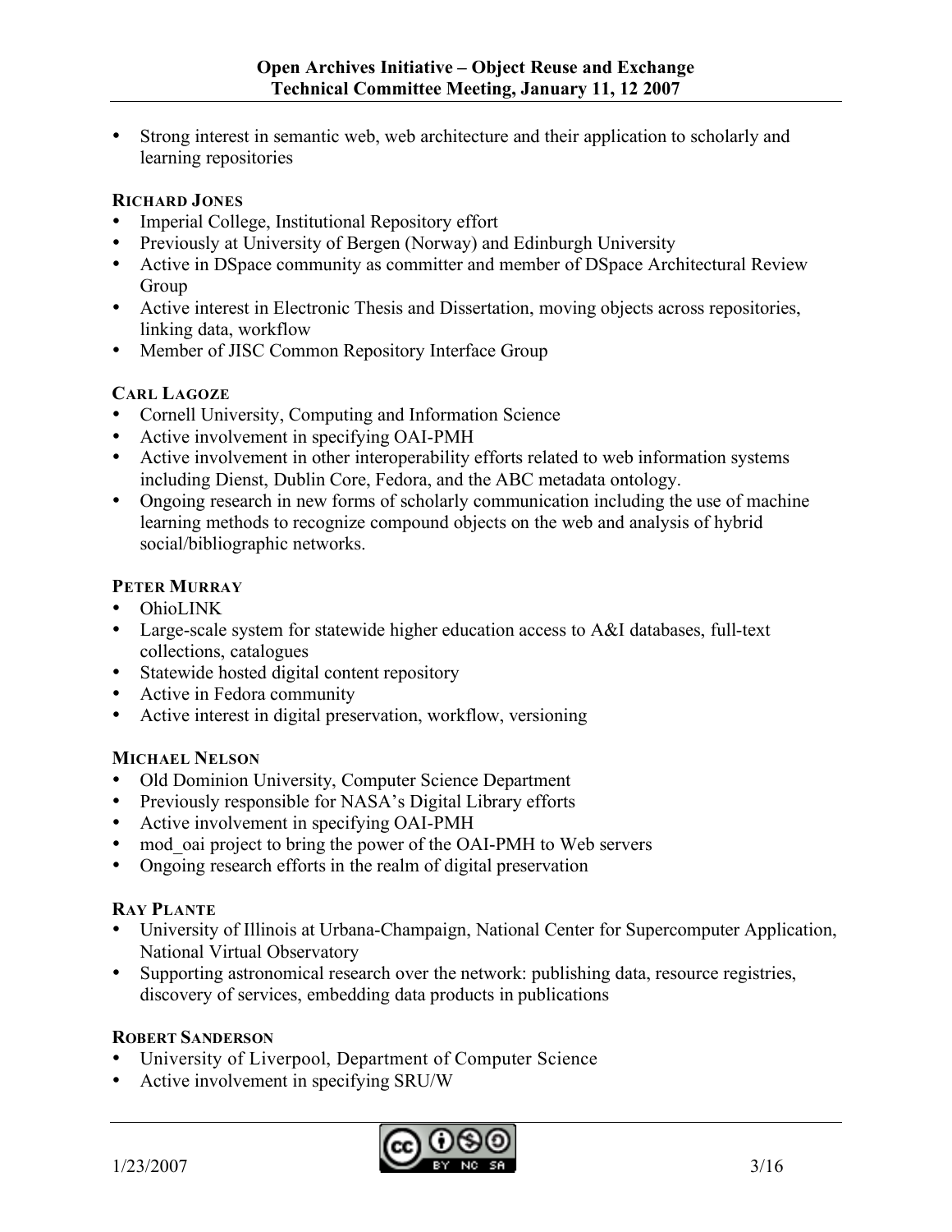- Strong interest in semantic web, web architecture and their application to scholarly and learning repositories

**RICHARD JONES**

- Imperial College, Institutional Repository effort
- Previously at University of Bergen (Norway) and Edinburgh University
- Active in DSpace community as committer and member of DSpace Architectural Review Group
- Active interest in Electronic Thesis and Dissertation, moving objects across repositories, linking data, workflow
- Member of JISC Common Repository Interface Group

**CARL LAGOZE**

- Cornell University, Computing and Information Science
- Active involvement in specifying OAI-PMH
- Active involvement in other interoperability efforts related to web information systems including Dienst, Dublin Core, Fedora, and the ABC metadata ontology.
- Ongoing research in new forms of scholarly communication including the use of machine learning methods to recognize compound objects on the web and analysis of hybrid social/bibliographic networks.

**PETER MURRAY**

- OhioLINK
- Large-scale system for statewide higher education access to A&I databases, full-text collections, catalogues
- Statewide hosted digital content repository
- Active in Fedora community
- Active interest in digital preservation, workflow, versioning

**MICHAEL NELSON**

- Old Dominion University, Computer Science Department
- Previously responsible for NASA's Digital Library efforts
- Active involvement in specifying OAI-PMH
- mod_oai project to bring the power of the OAI-PMH to Web servers
- Ongoing research efforts in the realm of digital preservation

**RAY PLANTE**

- University of Illinois at Urbana-Champaign, National Center for Supercomputer Application, National Virtual Observatory
- Supporting astronomical research over the network: publishing data, resource registries, discovery of services, embedding data products in publications

**ROBERT SANDERSON**

- University of Liverpool, Department of Computer Science
- Active involvement in specifying SRU/W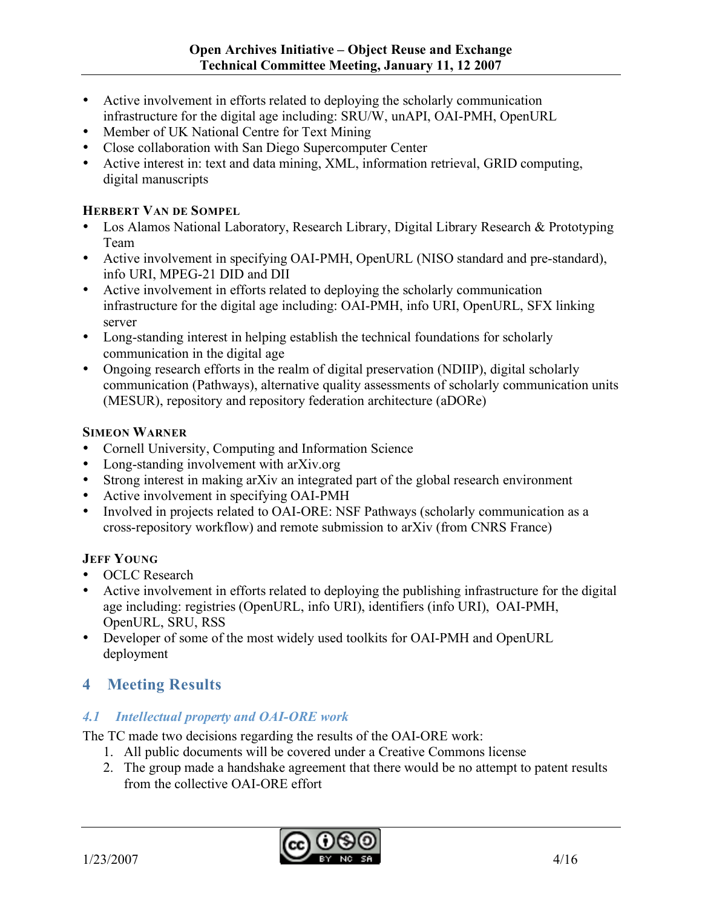- Active involvement in efforts related to deploying the scholarly communication infrastructure for the digital age including: SRU/W, unAPI, OAI-PMH, OpenURL
- Member of UK National Centre for Text Mining
- Close collaboration with San Diego Supercomputer Center
- Active interest in: text and data mining, XML, information retrieval, GRID computing, digital manuscripts

**HERBERT VAN DE SOMPEL**

- Los Alamos National Laboratory, Research Library, Digital Library Research & Prototyping Team
- Active involvement in specifying OAI-PMH, OpenURL (NISO standard and pre-standard), info URI, MPEG-21 DID and DII
- Active involvement in efforts related to deploying the scholarly communication infrastructure for the digital age including: OAI-PMH, info URI, OpenURL, SFX linking server
- Long-standing interest in helping establish the technical foundations for scholarly communication in the digital age
- Ongoing research efforts in the realm of digital preservation (NDIIP), digital scholarly communication (Pathways), alternative quality assessments of scholarly communication units (MESUR), repository and repository federation architecture (aDORe)

**SIMEON WARNER**

- Cornell University, Computing and Information Science
- Long-standing involvement with arXiv.org
- Strong interest in making arXiv an integrated part of the global research environment
- Active involvement in specifying OAI-PMH
- Involved in projects related to OAI-ORE: NSF Pathways (scholarly communication as a cross-repository workflow) and remote submission to arXiv (from CNRS France)

**JEFF YOUNG**

- OCLC Research
- Active involvement in efforts related to deploying the publishing infrastructure for the digital age including: registries (OpenURL, info URI), identifiers (info URI), OAI-PMH, OpenURL, SRU, RSS
- Developer of some of the most widely used toolkits for OAI-PMH and OpenURL deployment

# 4 Meeting Results

## *4.1 Intellectual property and OAI-ORE work*

The TC made two decisions regarding the results of the OAI-ORE work:

1. All public documents will be covered under a Creative Commons license
2. The group made a handshake agreement that there would be no attempt to patent results from the collective OAI-ORE effort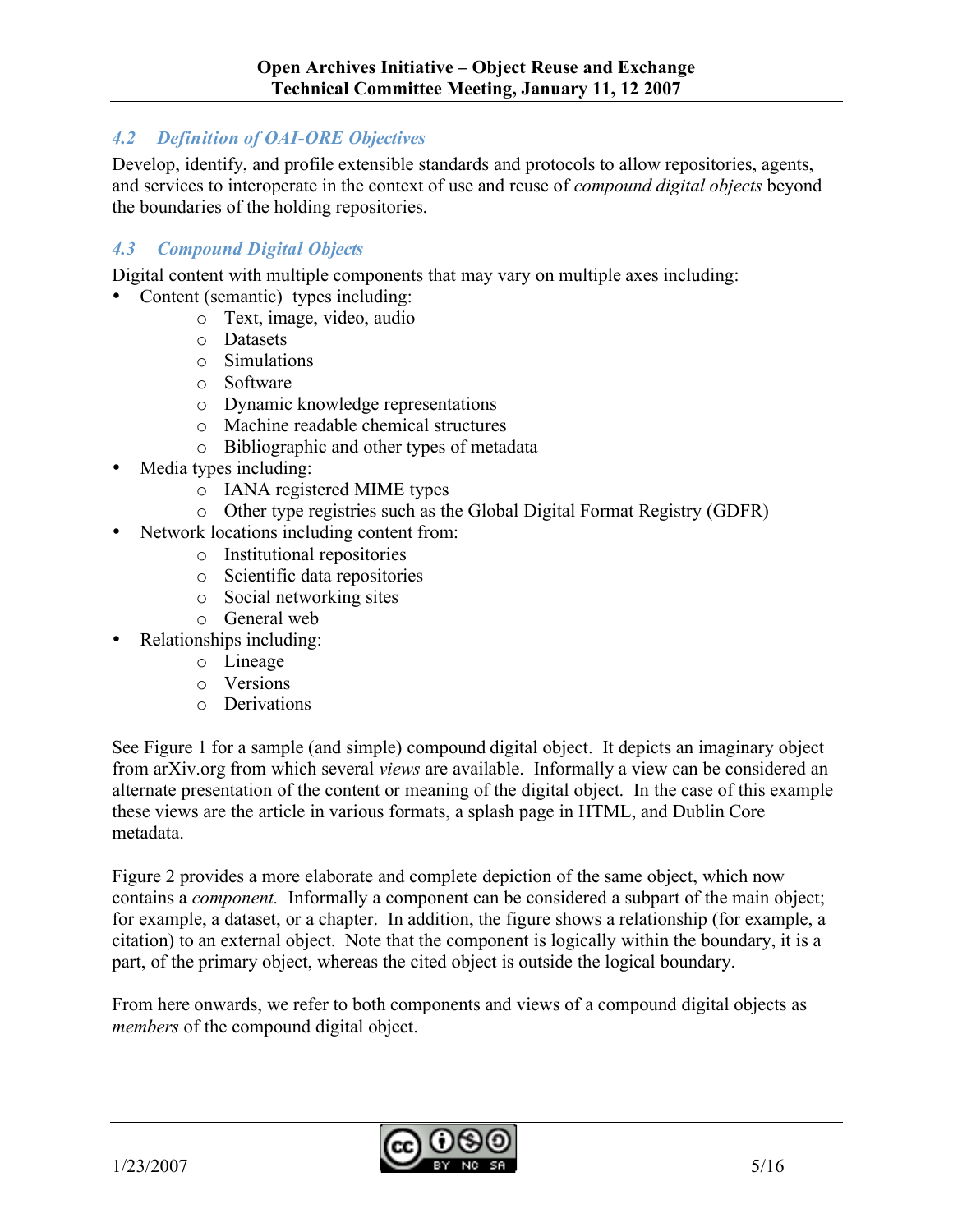### 4.2 *Definition of OAI-ORE Objectives*

Develop, identify, and profile extensible standards and protocols to allow repositories, agents, and services to interoperate in the context of use and reuse of *compound digital objects* beyond the boundaries of the holding repositories.

### 4.3 *Compound Digital Objects*

Digital content with multiple components that may vary on multiple axes including:

- Content (semantic) types including:
  - Text, image, video, audio
  - Datasets
  - Simulations
  - Software
  - Dynamic knowledge representations
  - Machine readable chemical structures
  - Bibliographic and other types of metadata
- Media types including:
  - IANA registered MIME types
  - Other type registries such as the Global Digital Format Registry (GDFR)
- Network locations including content from:
  - Institutional repositories
  - Scientific data repositories
  - Social networking sites
  - General web
- Relationships including:
  - Lineage
  - Versions
  - Derivations

See Figure 1 for a sample (and simple) compound digital object. It depicts an imaginary object from arXiv.org from which several *views* are available. Informally a view can be considered an alternate presentation of the content or meaning of the digital object. In the case of this example these views are the article in various formats, a splash page in HTML, and Dublin Core metadata.

Figure 2 provides a more elaborate and complete depiction of the same object, which now contains a *component.* Informally a component can be considered a subpart of the main object; for example, a dataset, or a chapter. In addition, the figure shows a relationship (for example, a citation) to an external object. Note that the component is logically within the boundary, it is a part, of the primary object, whereas the cited object is outside the logical boundary.

From here onwards, we refer to both components and views of a compound digital objects as *members* of the compound digital object.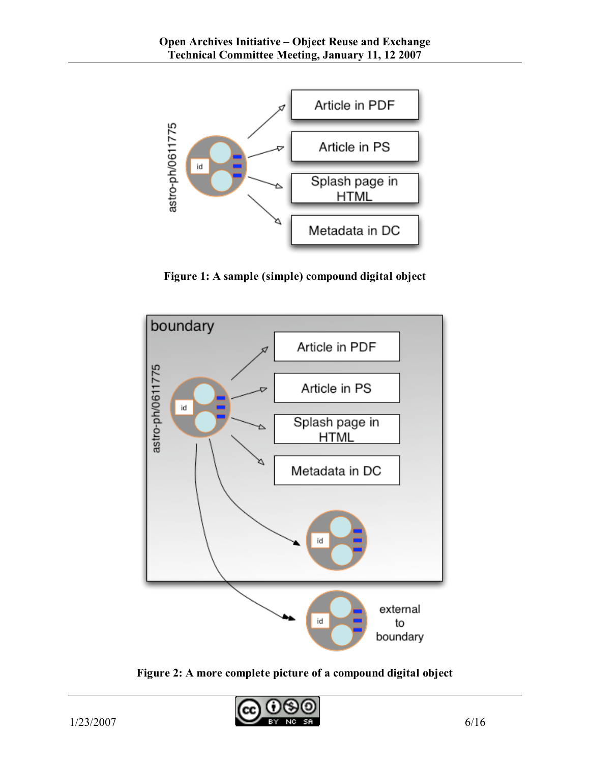Figure 1: A sample (simple) compound digital object

Figure 2: A more complete picture of a compound digital object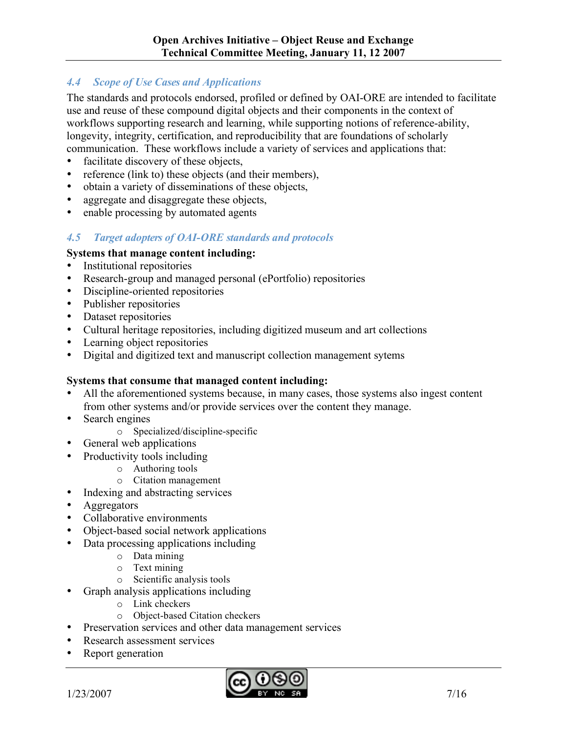### *4.4 Scope of Use Cases and Applications*

The standards and protocols endorsed, profiled or defined by OAI-ORE are intended to facilitate use and reuse of these compound digital objects and their components in the context of workflows supporting research and learning, while supporting notions of reference-ability, longevity, integrity, certification, and reproducibility that are foundations of scholarly communication. These workflows include a variety of services and applications that:

- facilitate discovery of these objects,
- reference (link to) these objects (and their members),
- obtain a variety of disseminations of these objects,
- aggregate and disaggregate these objects,
- enable processing by automated agents

### *4.5 Target adopters of OAI-ORE standards and protocols*

**Systems that manage content including:**

- Institutional repositories
- Research-group and managed personal (ePortfolio) repositories
- Discipline-oriented repositories
- Publisher repositories
- Dataset repositories
- Cultural heritage repositories, including digitized museum and art collections
- Learning object repositories
- Digital and digitized text and manuscript collection management sytems

**Systems that consume that managed content including:**

- All the aforementioned systems because, in many cases, those systems also ingest content from other systems and/or provide services over the content they manage.
- Search engines
  - Specialized/discipline-specific
- General web applications
- Productivity tools including
  - Authoring tools
  - Citation management
- Indexing and abstracting services
- Aggregators
- Collaborative environments
- Object-based social network applications
- Data processing applications including
  - Data mining
  - Text mining
  - Scientific analysis tools
- Graph analysis applications including
  - Link checkers
  - Object-based Citation checkers
- Preservation services and other data management services
- Research assessment services
- Report generation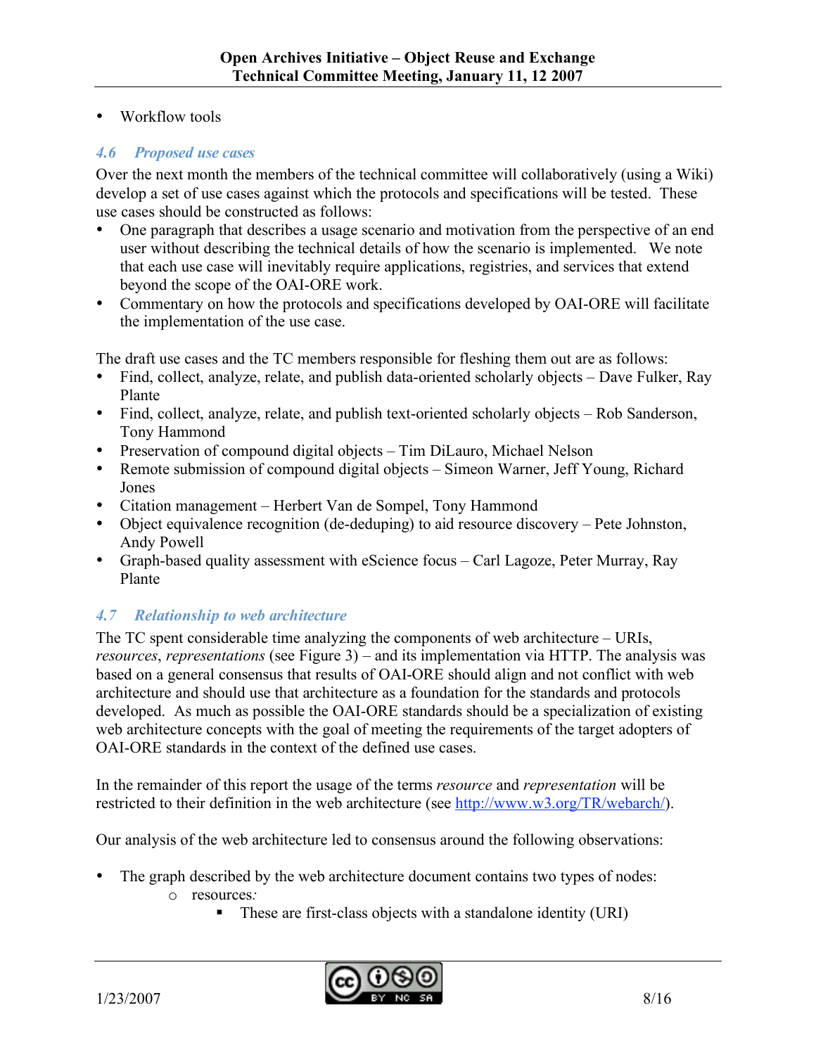- Workflow tools

### 4.6 Proposed use cases

Over the next month the members of the technical committee will collaboratively (using a Wiki) develop a set of use cases against which the protocols and specifications will be tested. These use cases should be constructed as follows:

- One paragraph that describes a usage scenario and motivation from the perspective of an end user without describing the technical details of how the scenario is implemented. We note that each use case will inevitably require applications, registries, and services that extend beyond the scope of the OAI-ORE work.
- Commentary on how the protocols and specifications developed by OAI-ORE will facilitate the implementation of the use case.

The draft use cases and the TC members responsible for fleshing them out are as follows:

- Find, collect, analyze, relate, and publish data-oriented scholarly objects – Dave Fulker, Ray Plante
- Find, collect, analyze, relate, and publish text-oriented scholarly objects – Rob Sanderson, Tony Hammond
- Preservation of compound digital objects – Tim DiLauro, Michael Nelson
- Remote submission of compound digital objects – Simeon Warner, Jeff Young, Richard Jones
- Citation management – Herbert Van de Sompel, Tony Hammond
- Object equivalence recognition (de-deduping) to aid resource discovery – Pete Johnston, Andy Powell
- Graph-based quality assessment with eScience focus – Carl Lagoze, Peter Murray, Ray Plante

### 4.7 Relationship to web architecture

The TC spent considerable time analyzing the components of web architecture – URIs, *resources*, *representations* (see Figure 3) – and its implementation via HTTP. The analysis was based on a general consensus that results of OAI-ORE should align and not conflict with web architecture and should use that architecture as a foundation for the standards and protocols developed. As much as possible the OAI-ORE standards should be a specialization of existing web architecture concepts with the goal of meeting the requirements of the target adopters of OAI-ORE standards in the context of the defined use cases.

In the remainder of this report the usage of the terms *resource* and *representation* will be restricted to their definition in the web architecture (see http://www.w3.org/TR/webarch/).

Our analysis of the web architecture led to consensus around the following observations:

- The graph described by the web architecture document contains two types of nodes:
  - resources:
    - These are first-class objects with a standalone identity (URI)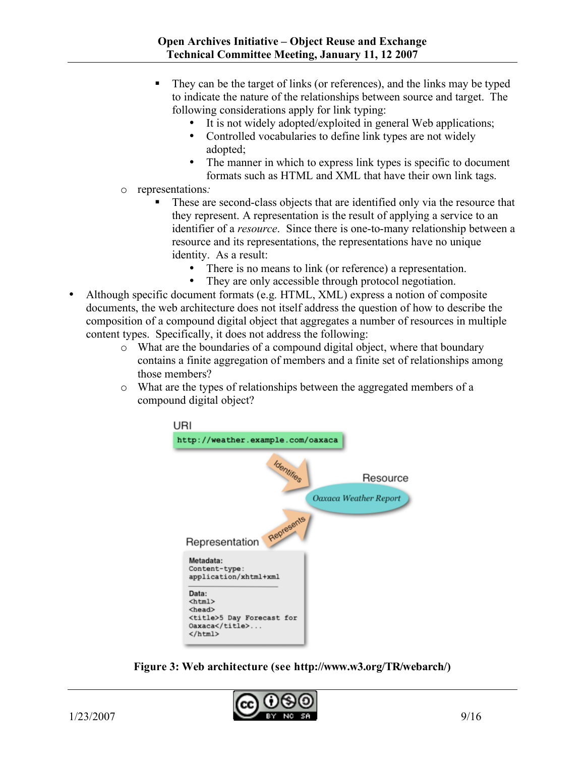- They can be the target of links (or references), and the links may be typed to indicate the nature of the relationships between source and target. The following considerations apply for link typing:
        - It is not widely adopted/exploited in general Web applications;
        - Controlled vocabularies to define link types are not widely adopted;
        - The manner in which to express link types is specific to document formats such as HTML and XML that have their own link tags.
    - representations*:*
      - These are second-class objects that are identified only via the resource that they represent. A representation is the result of applying a service to an identifier of a *resource*. Since there is one-to-many relationship between a resource and its representations, the representations have no unique identity. As a result:
        - There is no means to link (or reference) a representation.
        - They are only accessible through protocol negotiation.
- Although specific document formats (e.g. HTML, XML) express a notion of composite documents, the web architecture does not itself address the question of how to describe the composition of a compound digital object that aggregates a number of resources in multiple content types. Specifically, it does not address the following:
    - What are the boundaries of a compound digital object, where that boundary contains a finite aggregation of members and a finite set of relationships among those members?
    - What are the types of relationships between the aggregated members of a compound digital object?

**Figure 3: Web architecture (see http://www.w3.org/TR/webarch/)**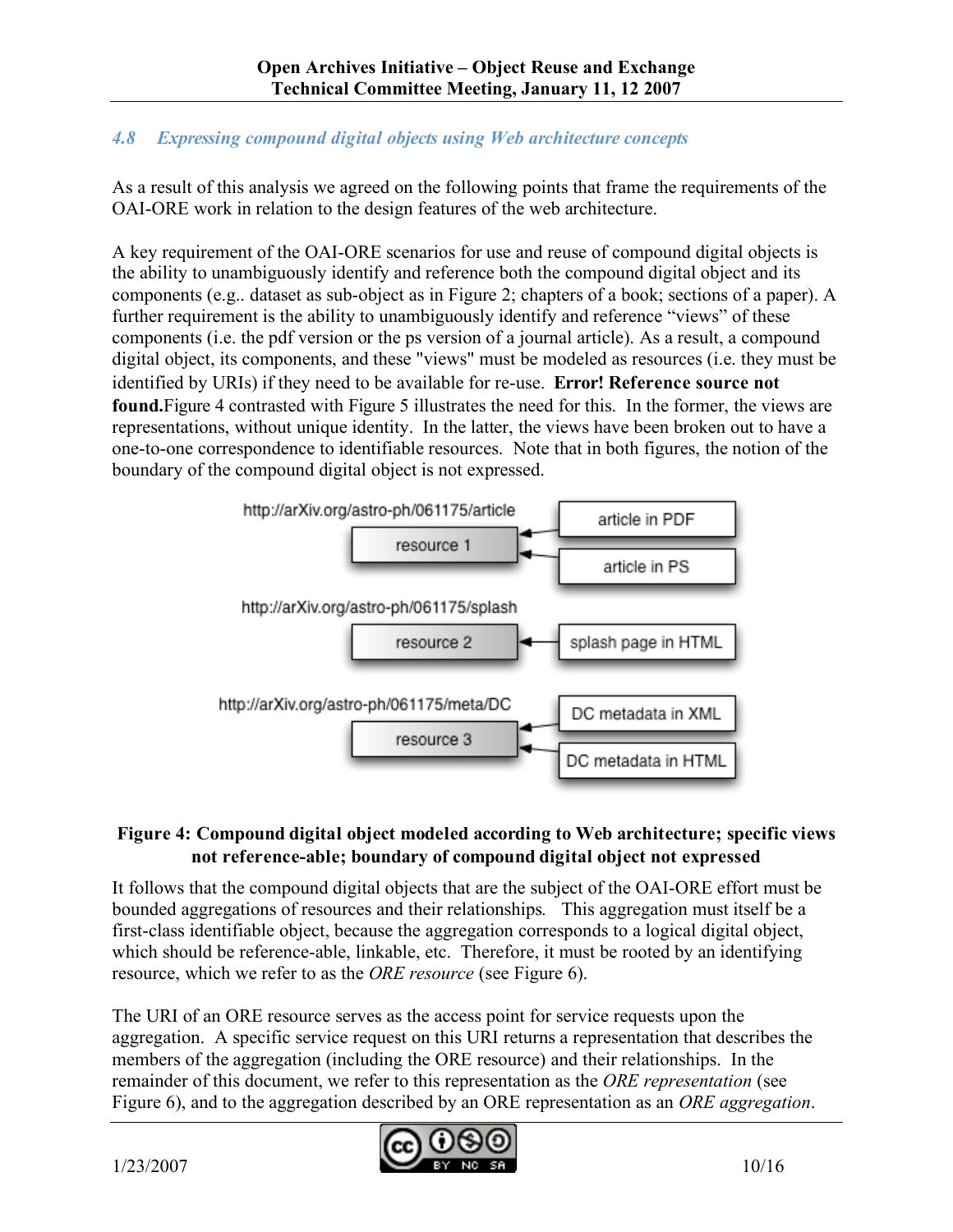### 4.8 *Expressing compound digital objects using Web architecture concepts*

As a result of this analysis we agreed on the following points that frame the requirements of the OAI-ORE work in relation to the design features of the web architecture.

A key requirement of the OAI-ORE scenarios for use and reuse of compound digital objects is the ability to unambiguously identify and reference both the compound digital object and its components (e.g.. dataset as sub-object as in Figure 2; chapters of a book; sections of a paper). A further requirement is the ability to unambiguously identify and reference "views" of these components (i.e. the pdf version or the ps version of a journal article). As a result, a compound digital object, its components, and these "views" must be modeled as resources (i.e. they must be identified by URIs) if they need to be available for re-use. **Error! Reference source not found.**Figure 4 contrasted with Figure 5 illustrates the need for this. In the former, the views are representations, without unique identity. In the latter, the views have been broken out to have a one-to-one correspondence to identifiable resources. Note that in both figures, the notion of the boundary of the compound digital object is not expressed.

http://arXiv.org/astro-ph/061175/article

resource 1 ← article in PDF, article in PS

http://arXiv.org/astro-ph/061175/splash

resource 2 ← splash page in HTML

http://arXiv.org/astro-ph/061175/meta/DC

resource 3 ← DC metadata in XML, DC metadata in HTML

**Figure 4: Compound digital object modeled according to Web architecture; specific views not reference-able; boundary of compound digital object not expressed**

It follows that the compound digital objects that are the subject of the OAI-ORE effort must be bounded aggregations of resources and their relationships. This aggregation must itself be a first-class identifiable object, because the aggregation corresponds to a logical digital object, which should be reference-able, linkable, etc. Therefore, it must be rooted by an identifying resource, which we refer to as the *ORE resource* (see Figure 6).

The URI of an ORE resource serves as the access point for service requests upon the aggregation. A specific service request on this URI returns a representation that describes the members of the aggregation (including the ORE resource) and their relationships. In the remainder of this document, we refer to this representation as the *ORE representation* (see Figure 6), and to the aggregation described by an ORE representation as an *ORE aggregation*.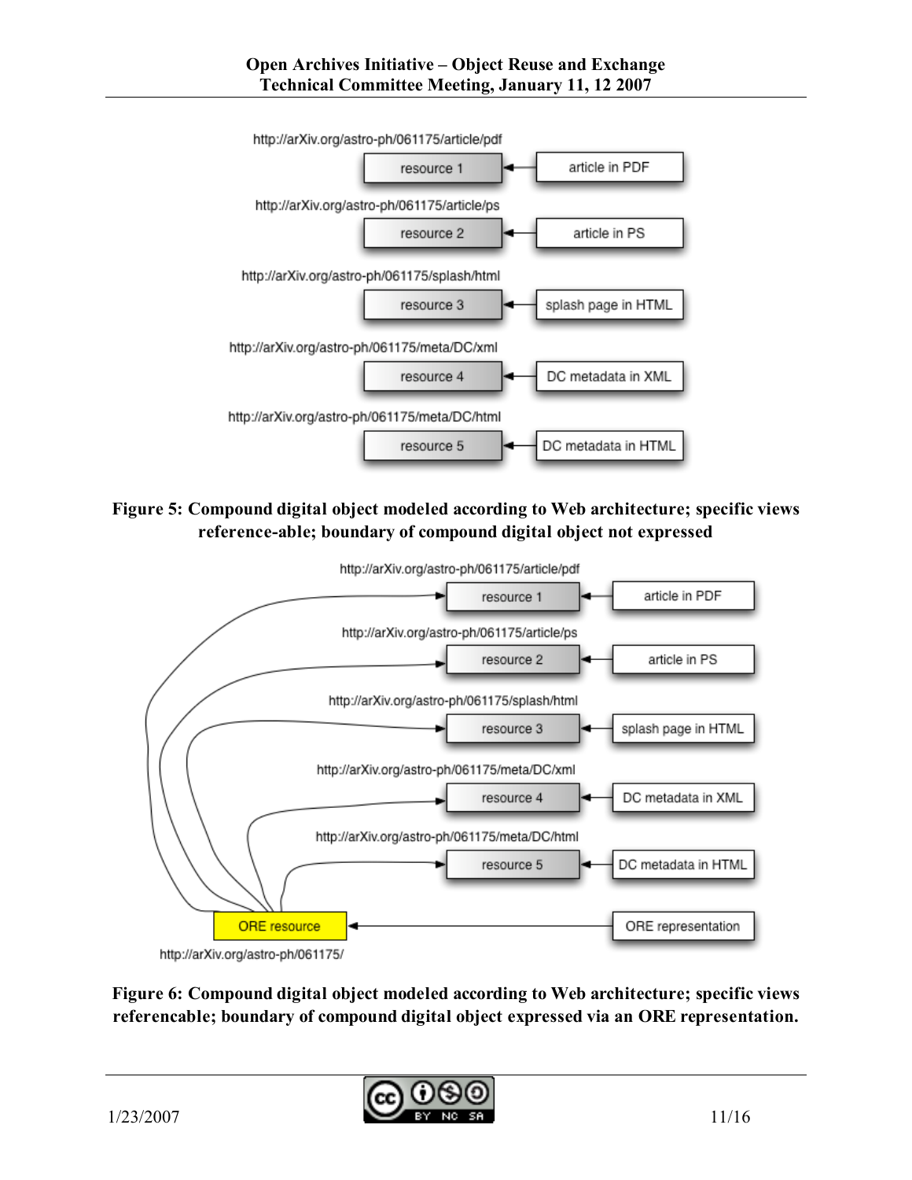http://arXiv.org/astro-ph/061175/article/pdf

resource 1 ← article in PDF

http://arXiv.org/astro-ph/061175/article/ps

resource 2 ← article in PS

http://arXiv.org/astro-ph/061175/splash/html

resource 3 ← splash page in HTML

http://arXiv.org/astro-ph/061175/meta/DC/xml

resource 4 ← DC metadata in XML

http://arXiv.org/astro-ph/061175/meta/DC/html

resource 5 ← DC metadata in HTML

**Figure 5: Compound digital object modeled according to Web architecture; specific views reference-able; boundary of compound digital object not expressed**

http://arXiv.org/astro-ph/061175/article/pdf

resource 1 ← article in PDF

http://arXiv.org/astro-ph/061175/article/ps

resource 2 ← article in PS

http://arXiv.org/astro-ph/061175/splash/html

resource 3 ← splash page in HTML

http://arXiv.org/astro-ph/061175/meta/DC/xml

resource 4 ← DC metadata in XML

http://arXiv.org/astro-ph/061175/meta/DC/html

resource 5 ← DC metadata in HTML

ORE resource ← ORE representation

http://arXiv.org/astro-ph/061175/

**Figure 6: Compound digital object modeled according to Web architecture; specific views referencable; boundary of compound digital object expressed via an ORE representation.**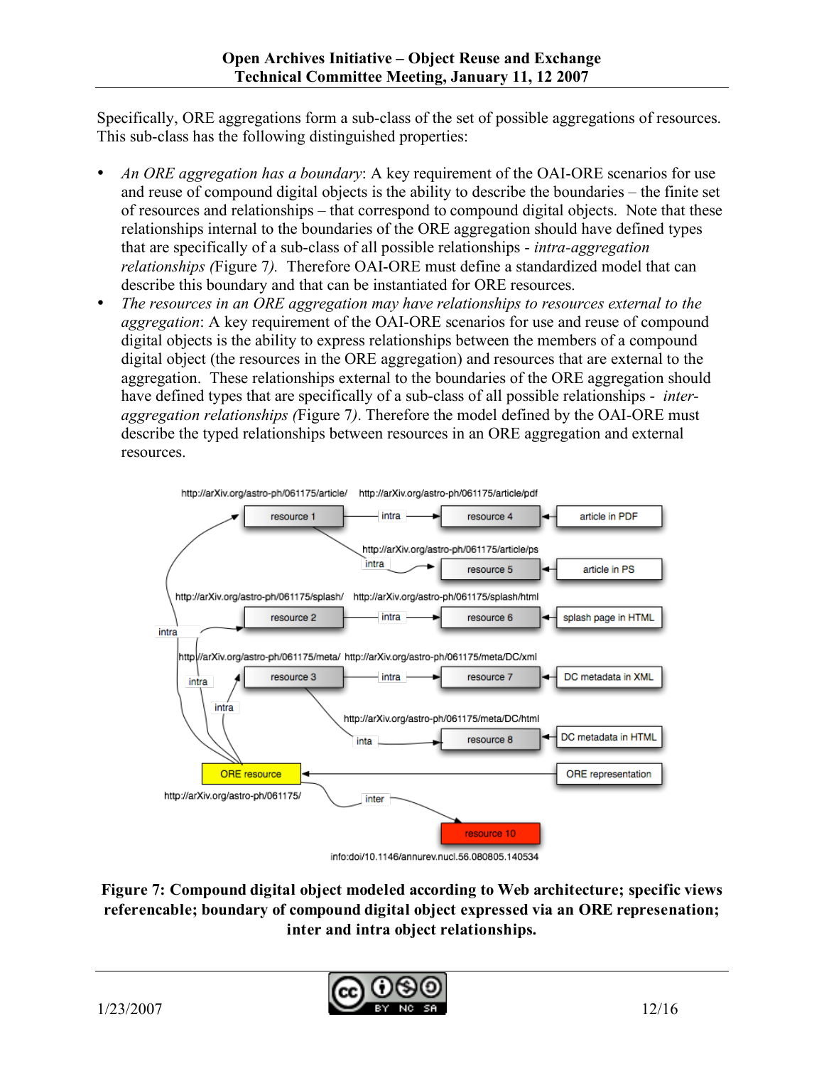Specifically, ORE aggregations form a sub-class of the set of possible aggregations of resources. This sub-class has the following distinguished properties:

- *An ORE aggregation has a boundary*: A key requirement of the OAI-ORE scenarios for use and reuse of compound digital objects is the ability to describe the boundaries – the finite set of resources and relationships – that correspond to compound digital objects. Note that these relationships internal to the boundaries of the ORE aggregation should have defined types that are specifically of a sub-class of all possible relationships - *intra-aggregation relationships (*Figure 7*).* Therefore OAI-ORE must define a standardized model that can describe this boundary and that can be instantiated for ORE resources.
- *The resources in an ORE aggregation may have relationships to resources external to the aggregation*: A key requirement of the OAI-ORE scenarios for use and reuse of compound digital objects is the ability to express relationships between the members of a compound digital object (the resources in the ORE aggregation) and resources that are external to the aggregation. These relationships external to the boundaries of the ORE aggregation should have defined types that are specifically of a sub-class of all possible relationships - *inter-aggregation relationships (*Figure 7*)*. Therefore the model defined by the OAI-ORE must describe the typed relationships between resources in an ORE aggregation and external resources.

**Figure 7: Compound digital object modeled according to Web architecture; specific views referencable; boundary of compound digital object expressed via an ORE represenation; inter and intra object relationships.**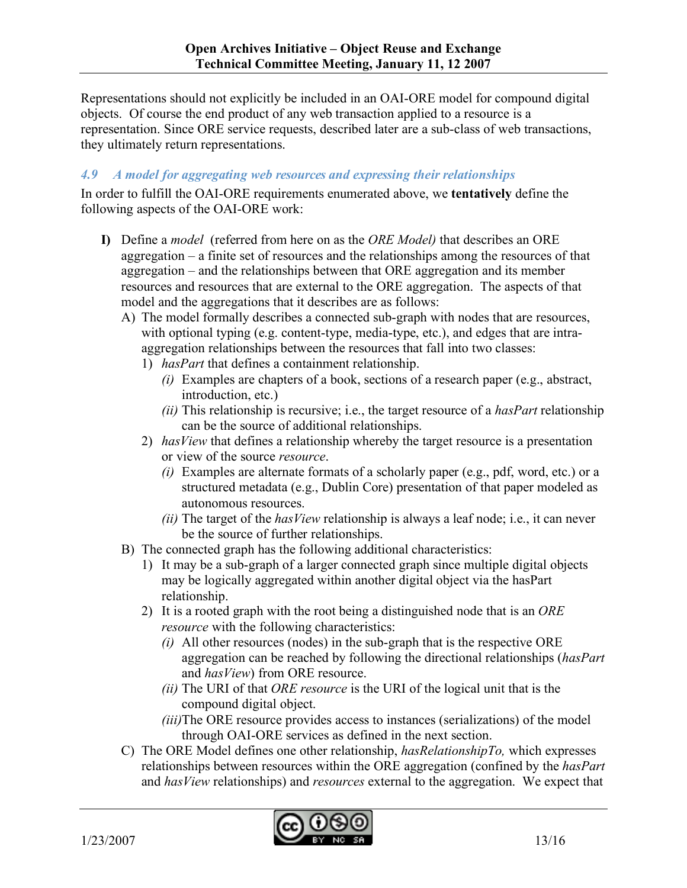Representations should not explicitly be included in an OAI-ORE model for compound digital objects. Of course the end product of any web transaction applied to a resource is a representation. Since ORE service requests, described later are a sub-class of web transactions, they ultimately return representations.

### *4.9 A model for aggregating web resources and expressing their relationships*

In order to fulfill the OAI-ORE requirements enumerated above, we **tentatively** define the following aspects of the OAI-ORE work:

**I)** Define a *model* (referred from here on as the *ORE Model)* that describes an ORE aggregation – a finite set of resources and the relationships among the resources of that aggregation – and the relationships between that ORE aggregation and its member resources and resources that are external to the ORE aggregation. The aspects of that model and the aggregations that it describes are as follows:

- A) The model formally describes a connected sub-graph with nodes that are resources, with optional typing (e.g. content-type, media-type, etc.), and edges that are intra-aggregation relationships between the resources that fall into two classes:
  - 1) *hasPart* that defines a containment relationship.
    - *(i)* Examples are chapters of a book, sections of a research paper (e.g., abstract, introduction, etc.)
    - *(ii)* This relationship is recursive; i.e., the target resource of a *hasPart* relationship can be the source of additional relationships.
  - 2) *hasView* that defines a relationship whereby the target resource is a presentation or view of the source *resource*.
    - *(i)* Examples are alternate formats of a scholarly paper (e.g., pdf, word, etc.) or a structured metadata (e.g., Dublin Core) presentation of that paper modeled as autonomous resources.
    - *(ii)* The target of the *hasView* relationship is always a leaf node; i.e., it can never be the source of further relationships.
- B) The connected graph has the following additional characteristics:
  - 1) It may be a sub-graph of a larger connected graph since multiple digital objects may be logically aggregated within another digital object via the hasPart relationship.
  - 2) It is a rooted graph with the root being a distinguished node that is an *ORE resource* with the following characteristics:
    - *(i)* All other resources (nodes) in the sub-graph that is the respective ORE aggregation can be reached by following the directional relationships (*hasPart* and *hasView*) from ORE resource.
    - *(ii)* The URI of that *ORE resource* is the URI of the logical unit that is the compound digital object.
    - *(iii)* The ORE resource provides access to instances (serializations) of the model through OAI-ORE services as defined in the next section.
- C) The ORE Model defines one other relationship, *hasRelationshipTo,* which expresses relationships between resources within the ORE aggregation (confined by the *hasPart* and *hasView* relationships) and *resources* external to the aggregation. We expect that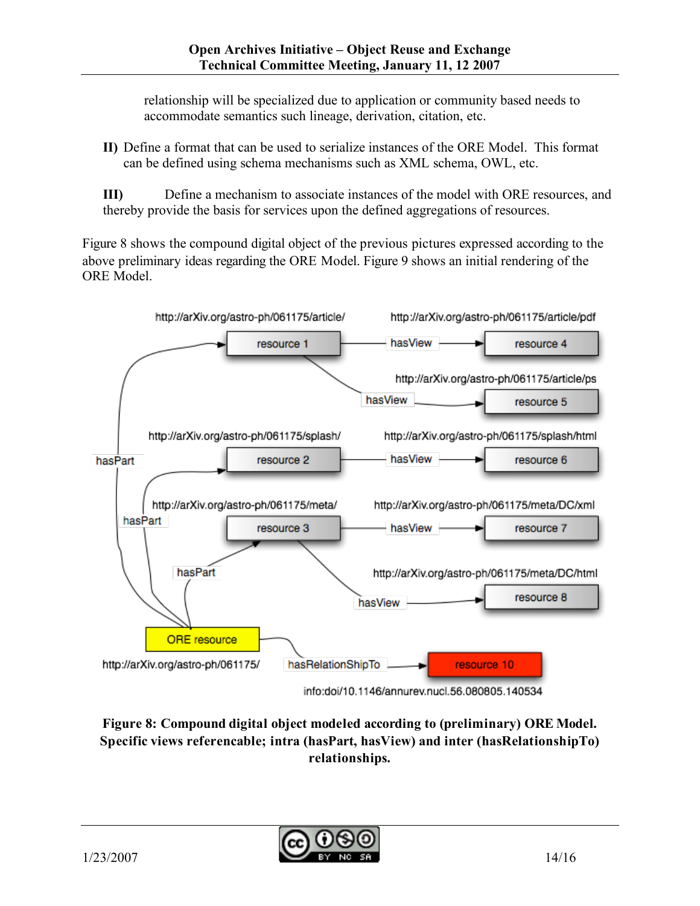relationship will be specialized due to application or community based needs to accommodate semantics such lineage, derivation, citation, etc.

**II)** Define a format that can be used to serialize instances of the ORE Model. This format can be defined using schema mechanisms such as XML schema, OWL, etc.

**III)** Define a mechanism to associate instances of the model with ORE resources, and thereby provide the basis for services upon the defined aggregations of resources.

Figure 8 shows the compound digital object of the previous pictures expressed according to the above preliminary ideas regarding the ORE Model. Figure 9 shows an initial rendering of the ORE Model.

**Figure 8: Compound digital object modeled according to (preliminary) ORE Model. Specific views referencable; intra (hasPart, hasView) and inter (hasRelationshipTo) relationships.**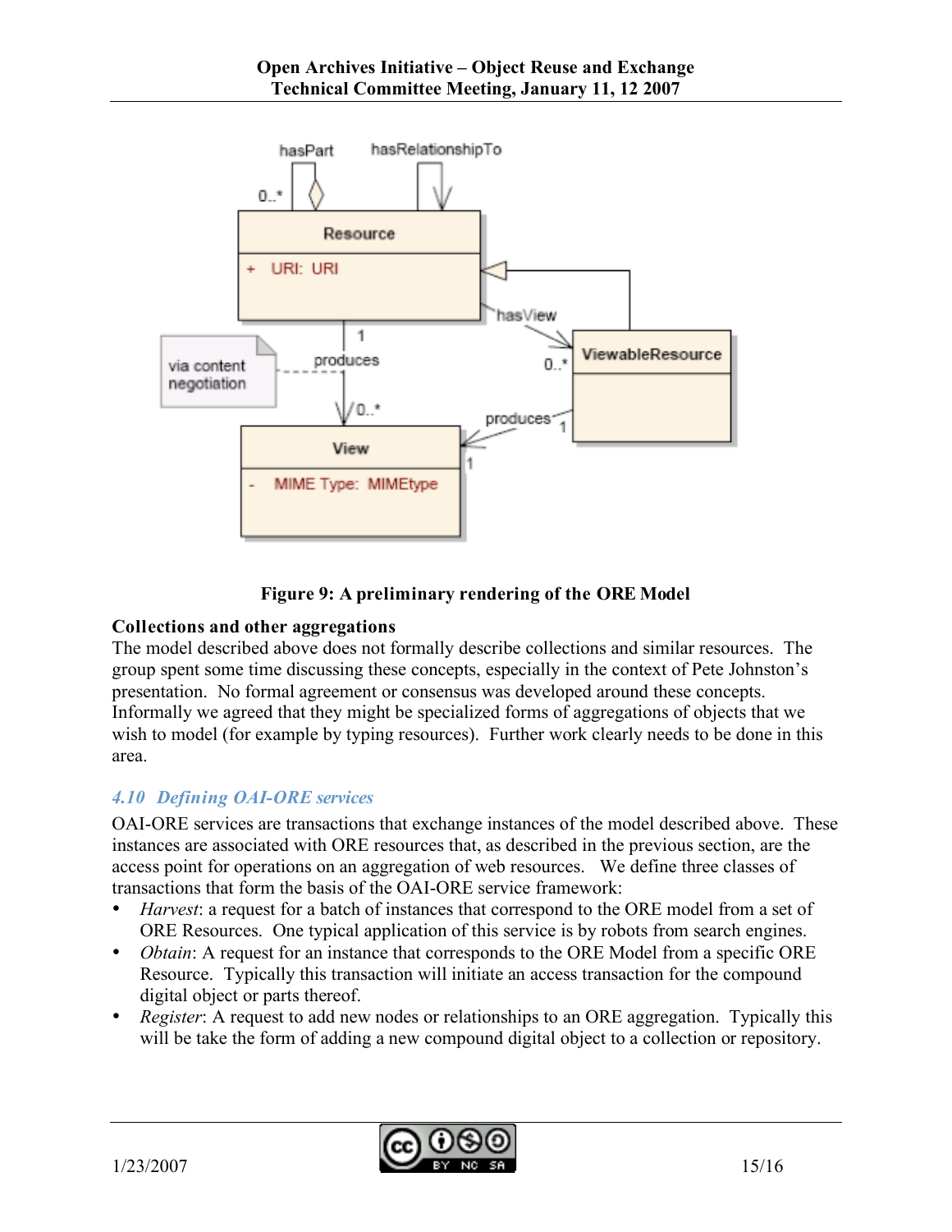Figure 9: A preliminary rendering of the ORE Model

**Collections and other aggregations**

The model described above does not formally describe collections and similar resources. The group spent some time discussing these concepts, especially in the context of Pete Johnston's presentation. No formal agreement or consensus was developed around these concepts. Informally we agreed that they might be specialized forms of aggregations of objects that we wish to model (for example by typing resources). Further work clearly needs to be done in this area.

### *4.10 Defining OAI-ORE services*

OAI-ORE services are transactions that exchange instances of the model described above. These instances are associated with ORE resources that, as described in the previous section, are the access point for operations on an aggregation of web resources. We define three classes of transactions that form the basis of the OAI-ORE service framework:

- *Harvest*: a request for a batch of instances that correspond to the ORE model from a set of ORE Resources. One typical application of this service is by robots from search engines.
- *Obtain*: A request for an instance that corresponds to the ORE Model from a specific ORE Resource. Typically this transaction will initiate an access transaction for the compound digital object or parts thereof.
- *Register*: A request to add new nodes or relationships to an ORE aggregation. Typically this will be take the form of adding a new compound digital object to a collection or repository.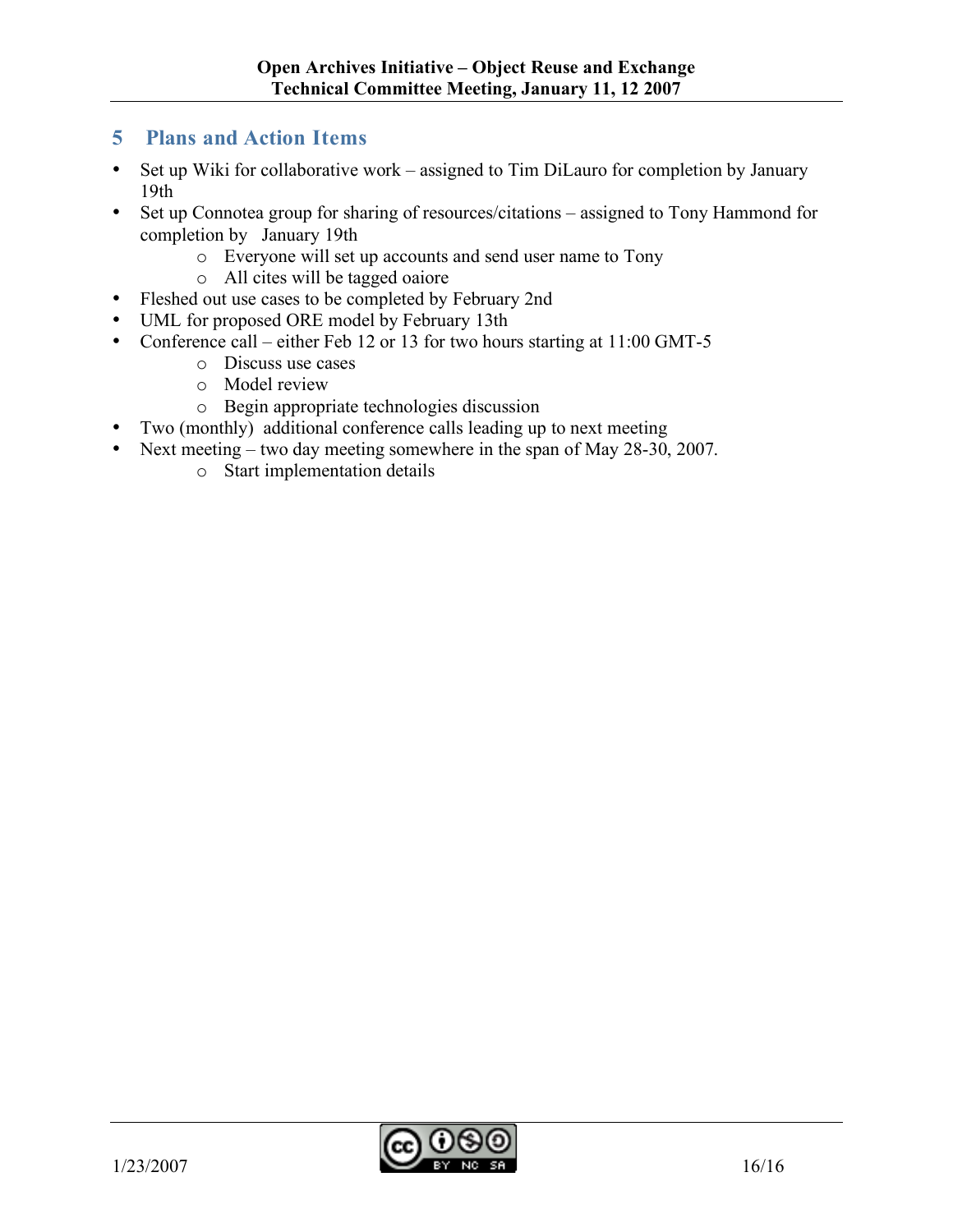## 5 Plans and Action Items

- Set up Wiki for collaborative work – assigned to Tim DiLauro for completion by January 19th
- Set up Connotea group for sharing of resources/citations – assigned to Tony Hammond for completion by January 19th
    - Everyone will set up accounts and send user name to Tony
    - All cites will be tagged oaiore
- Fleshed out use cases to be completed by February 2nd
- UML for proposed ORE model by February 13th
- Conference call – either Feb 12 or 13 for two hours starting at 11:00 GMT-5
    - Discuss use cases
    - Model review
    - Begin appropriate technologies discussion
- Two (monthly) additional conference calls leading up to next meeting
- Next meeting – two day meeting somewhere in the span of May 28-30, 2007.
    - Start implementation details